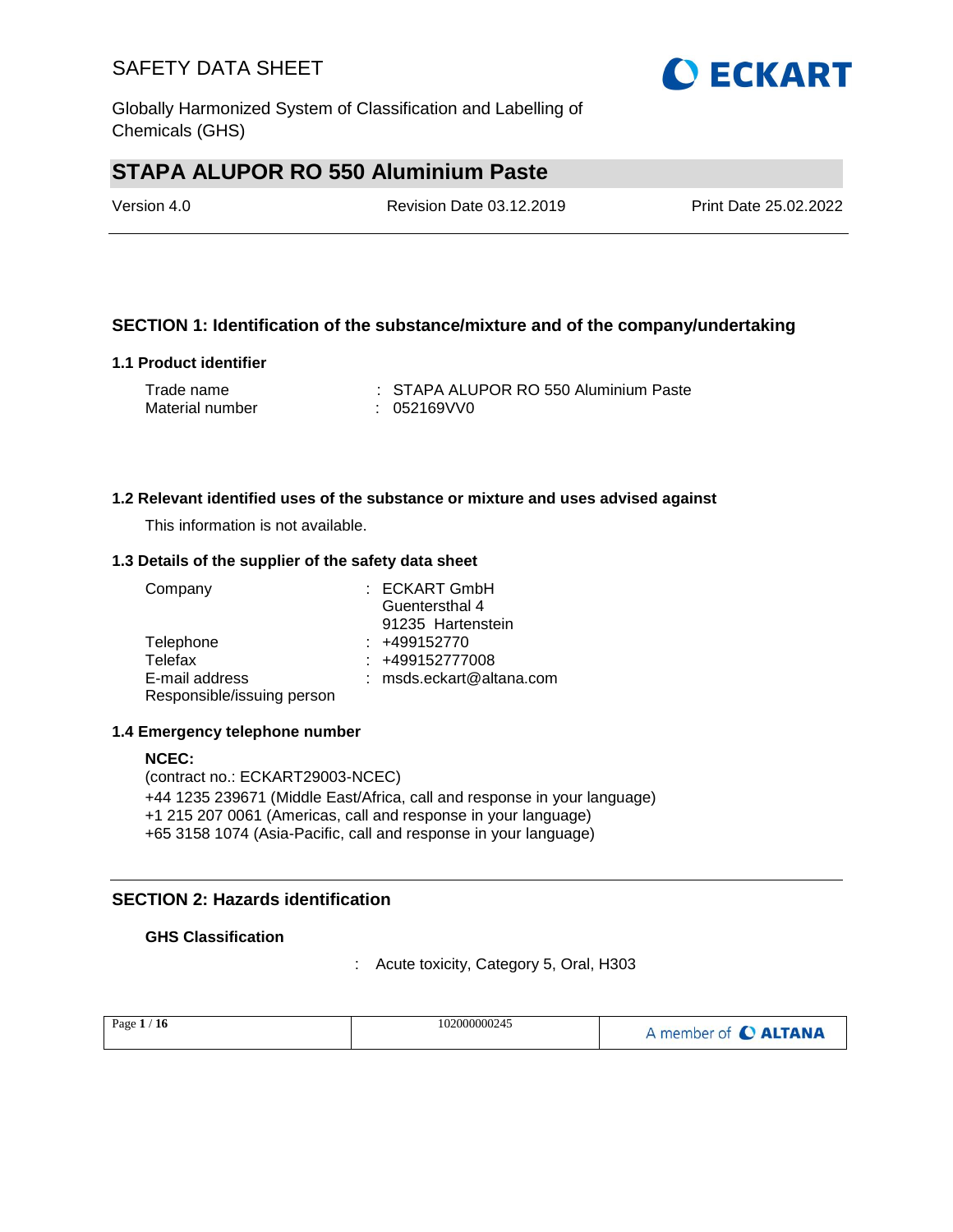# STAPA ALUPOR RO 550 Aluminium Paste

Version 4.0 | Revision Date 03.12.2019 | Print Date 25.02.2022

## SECTION 1: Identification of the substance/mixture and of the company/undertaking

### 1.1 Product identifier

Trade name : STAPA ALUPOR RO 550 Aluminium Paste
Material number : 052169VV0

### 1.2 Relevant identified uses of the substance or mixture and uses advised against

This information is not available.

### 1.3 Details of the supplier of the safety data sheet

Company : ECKART GmbH
Guentersthal 4
91235 Hartenstein
Telephone : +499152770
Telefax : +499152777008
E-mail address : msds.eckart@altana.com
Responsible/issuing person

### 1.4 Emergency telephone number

**NCEC:**
(contract no.: ECKART29003-NCEC)
+44 1235 239671 (Middle East/Africa, call and response in your language)
+1 215 207 0061 (Americas, call and response in your language)
+65 3158 1074 (Asia-Pacific, call and response in your language)

## SECTION 2: Hazards identification

**GHS Classification**

: Acute toxicity, Category 5, Oral, H303

102000000245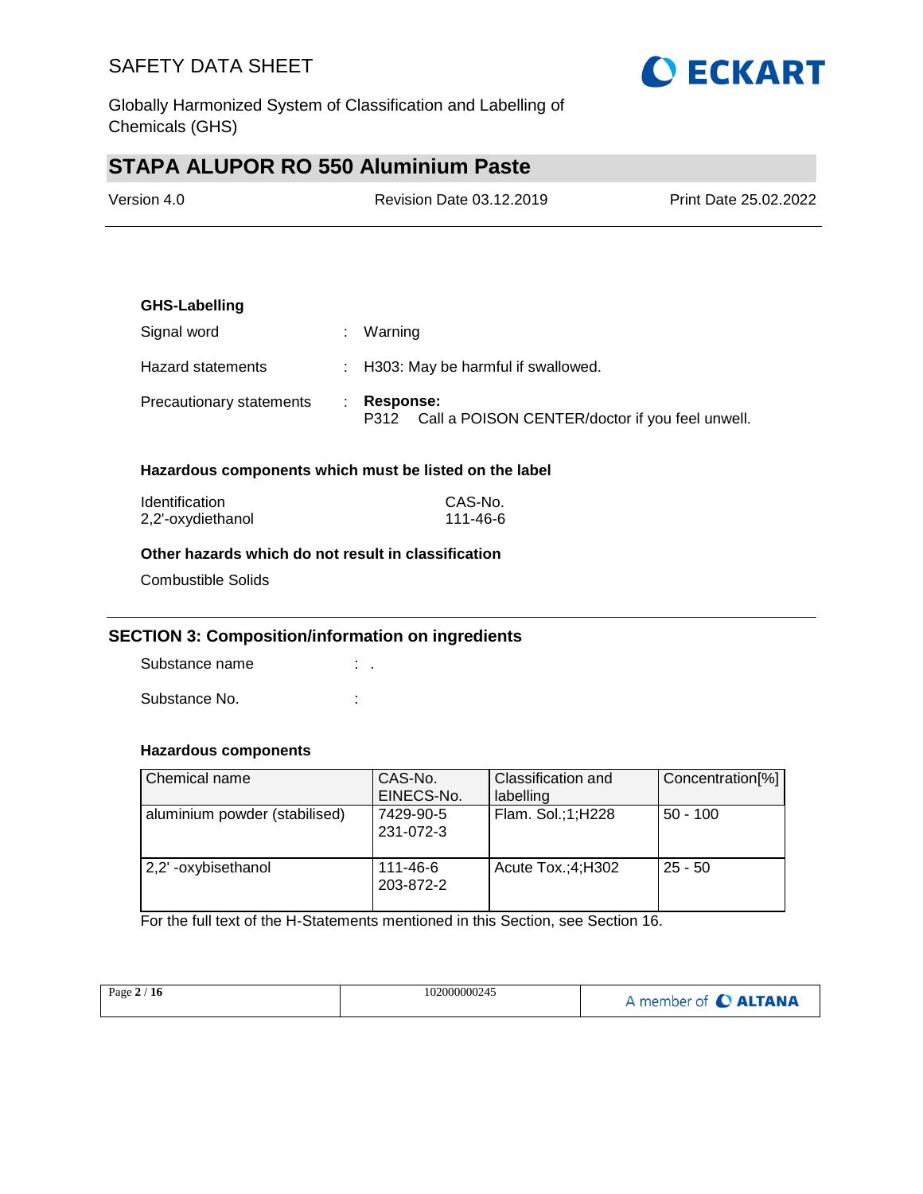**GHS-Labelling**

Signal word : Warning

Hazard statements : H303: May be harmful if swallowed.

Precautionary statements : **Response:**
P312 Call a POISON CENTER/doctor if you feel unwell.

**Hazardous components which must be listed on the label**

| Identification | CAS-No. |
|---|---|
| 2,2'-oxydiethanol | 111-46-6 |

**Other hazards which do not result in classification**

Combustible Solids

## SECTION 3: Composition/information on ingredients

Substance name : .

Substance No. :

**Hazardous components**

| Chemical name | CAS-No.<br>EINECS-No. | Classification and labelling | Concentration[%] |
|---|---|---|---|
| aluminium powder (stabilised) | 7429-90-5<br>231-072-3 | Flam. Sol.;1;H228 | 50 - 100 |
| 2,2' -oxybisethanol | 111-46-6<br>203-872-2 | Acute Tox.;4;H302 | 25 - 50 |

For the full text of the H-Statements mentioned in this Section, see Section 16.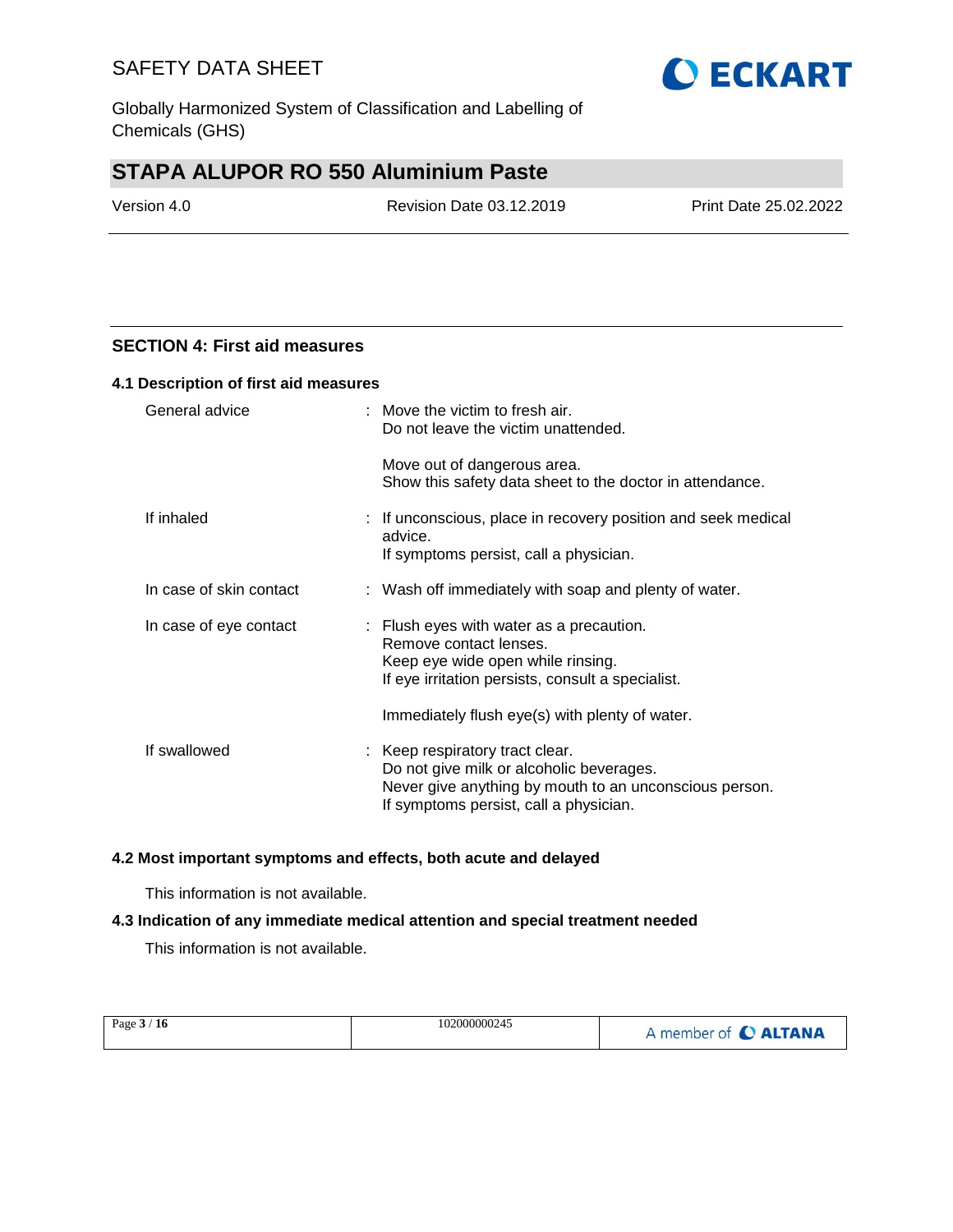## SECTION 4: First aid measures

### 4.1 Description of first aid measures

| | |
|---|---|
| General advice | : Move the victim to fresh air.<br>Do not leave the victim unattended.<br><br>Move out of dangerous area.<br>Show this safety data sheet to the doctor in attendance. |
| If inhaled | : If unconscious, place in recovery position and seek medical advice.<br>If symptoms persist, call a physician. |
| In case of skin contact | : Wash off immediately with soap and plenty of water. |
| In case of eye contact | : Flush eyes with water as a precaution.<br>Remove contact lenses.<br>Keep eye wide open while rinsing.<br>If eye irritation persists, consult a specialist.<br><br>Immediately flush eye(s) with plenty of water. |
| If swallowed | : Keep respiratory tract clear.<br>Do not give milk or alcoholic beverages.<br>Never give anything by mouth to an unconscious person.<br>If symptoms persist, call a physician. |

### 4.2 Most important symptoms and effects, both acute and delayed

This information is not available.

### 4.3 Indication of any immediate medical attention and special treatment needed

This information is not available.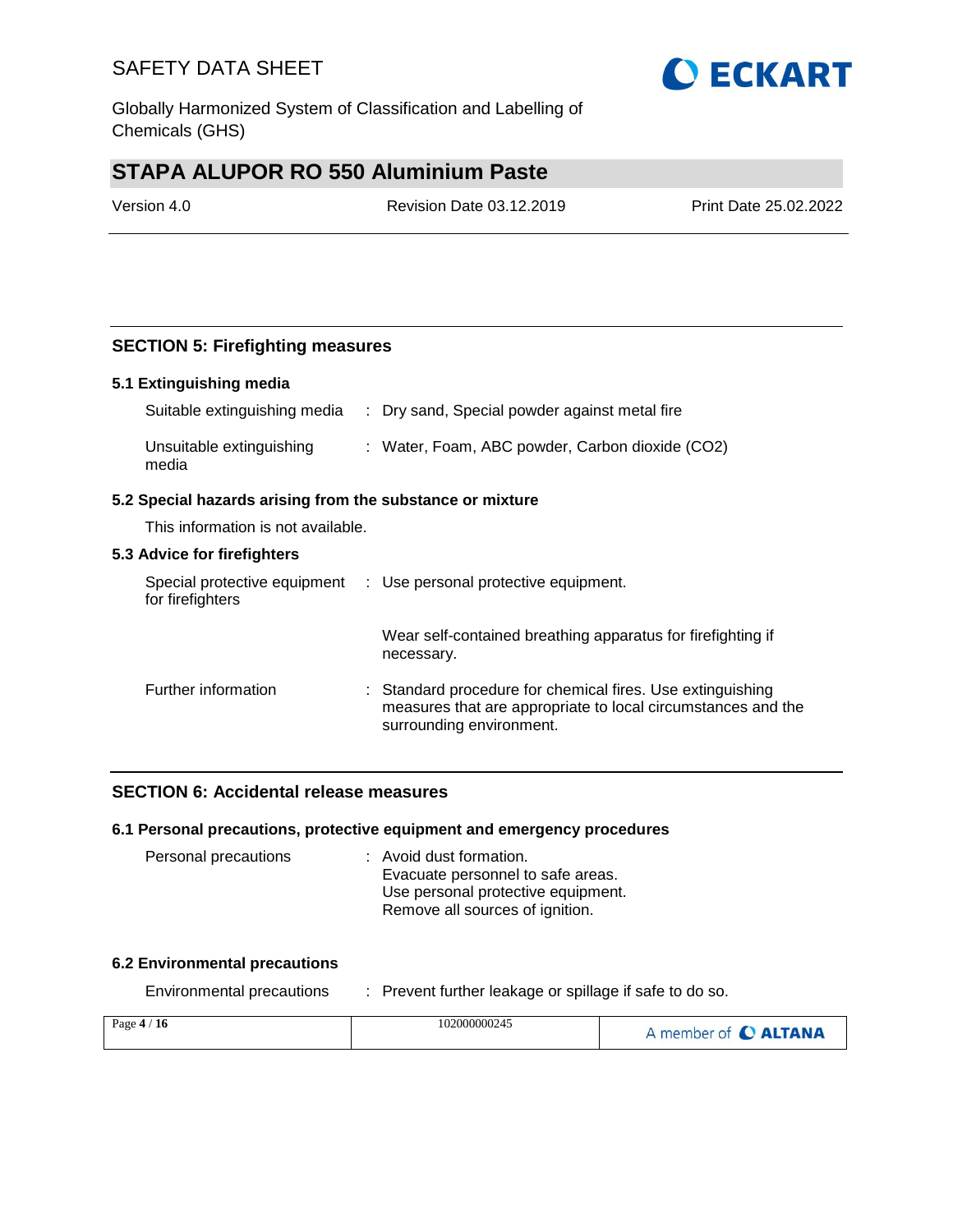## SECTION 5: Firefighting measures

### 5.1 Extinguishing media

| | |
|---|---|
| Suitable extinguishing media | : Dry sand, Special powder against metal fire |
| Unsuitable extinguishing media | : Water, Foam, ABC powder, Carbon dioxide ($CO_2$) |

### 5.2 Special hazards arising from the substance or mixture

This information is not available.

### 5.3 Advice for firefighters

| | |
|---|---|
| Special protective equipment for firefighters | : Use personal protective equipment. |
| | Wear self-contained breathing apparatus for firefighting if necessary. |
| Further information | : Standard procedure for chemical fires. Use extinguishing measures that are appropriate to local circumstances and the surrounding environment. |

## SECTION 6: Accidental release measures

### 6.1 Personal precautions, protective equipment and emergency procedures

| | |
|---|---|
| Personal precautions | : Avoid dust formation.<br>Evacuate personnel to safe areas.<br>Use personal protective equipment.<br>Remove all sources of ignition. |

### 6.2 Environmental precautions

| | |
|---|---|
| Environmental precautions | : Prevent further leakage or spillage if safe to do so. |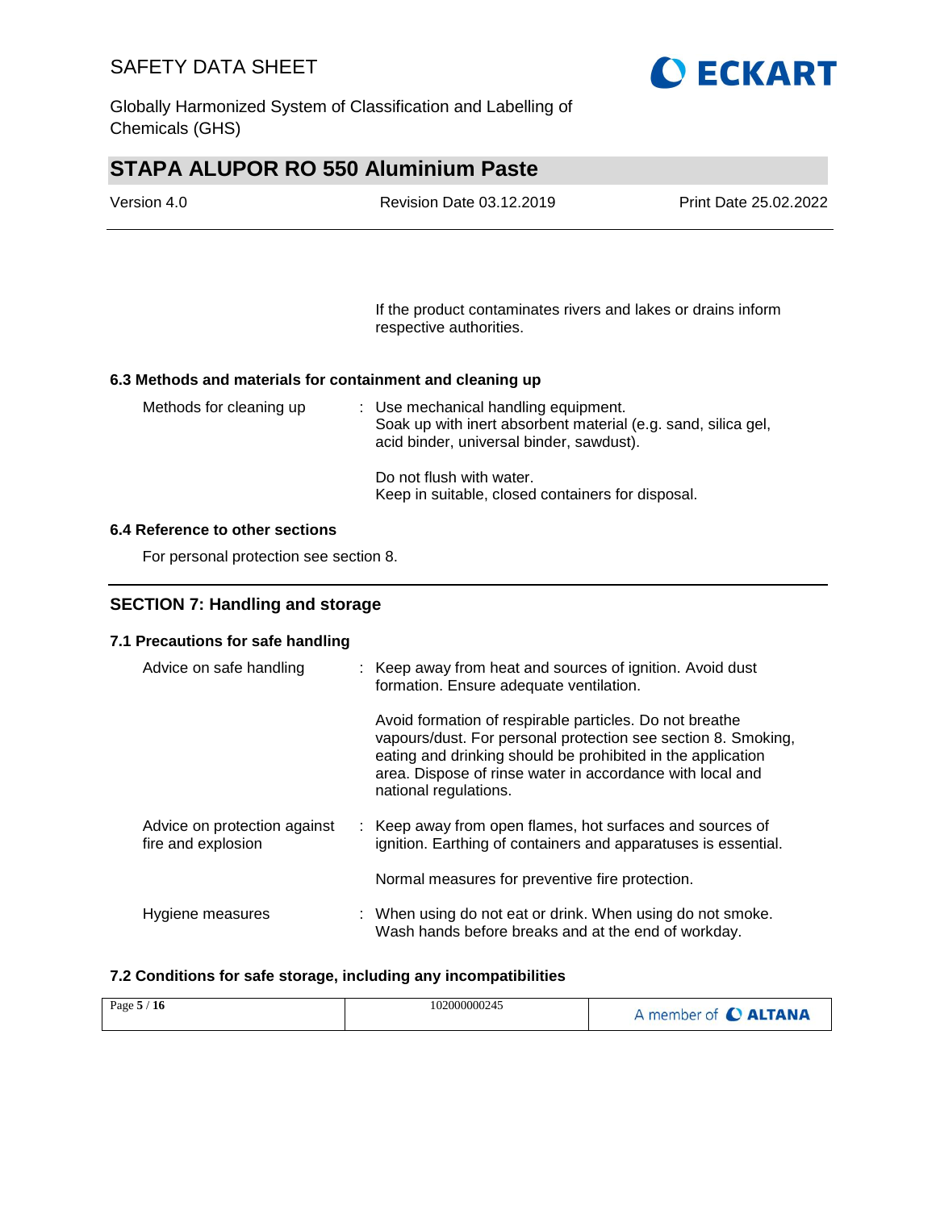If the product contaminates rivers and lakes or drains inform respective authorities.

### 6.3 Methods and materials for containment and cleaning up

| | |
|---|---|
| Methods for cleaning up | : Use mechanical handling equipment.<br>Soak up with inert absorbent material (e.g. sand, silica gel, acid binder, universal binder, sawdust).<br><br>Do not flush with water.<br>Keep in suitable, closed containers for disposal. |

### 6.4 Reference to other sections

For personal protection see section 8.

## SECTION 7: Handling and storage

### 7.1 Precautions for safe handling

| | |
|---|---|
| Advice on safe handling | : Keep away from heat and sources of ignition. Avoid dust formation. Ensure adequate ventilation.<br><br>Avoid formation of respirable particles. Do not breathe vapours/dust. For personal protection see section 8. Smoking, eating and drinking should be prohibited in the application area. Dispose of rinse water in accordance with local and national regulations. |
| Advice on protection against fire and explosion | : Keep away from open flames, hot surfaces and sources of ignition. Earthing of containers and apparatuses is essential.<br><br>Normal measures for preventive fire protection. |
| Hygiene measures | : When using do not eat or drink. When using do not smoke. Wash hands before breaks and at the end of workday. |

### 7.2 Conditions for safe storage, including any incompatibilities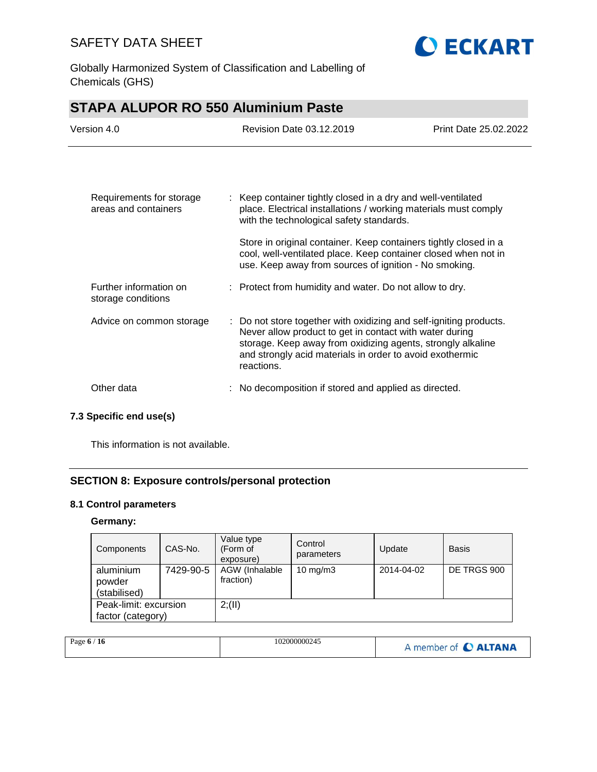Requirements for storage areas and containers : Keep container tightly closed in a dry and well-ventilated place. Electrical installations / working materials must comply with the technological safety standards.

Store in original container. Keep containers tightly closed in a cool, well-ventilated place. Keep container closed when not in use. Keep away from sources of ignition - No smoking.

Further information on storage conditions : Protect from humidity and water. Do not allow to dry.

Advice on common storage : Do not store together with oxidizing and self-igniting products. Never allow product to get in contact with water during storage. Keep away from oxidizing agents, strongly alkaline and strongly acid materials in order to avoid exothermic reactions.

Other data : No decomposition if stored and applied as directed.

### 7.3 Specific end use(s)

This information is not available.

## SECTION 8: Exposure controls/personal protection

### 8.1 Control parameters

**Germany:**

| Components | CAS-No. | Value type (Form of exposure) | Control parameters | Update | Basis |
|---|---|---|---|---|---|
| aluminium powder (stabilised) | 7429-90-5 | AGW (Inhalable fraction) | 10 mg/m3 | 2014-04-02 | DE TRGS 900 |
| Peak-limit: excursion factor (category) | | 2;(II) | | | |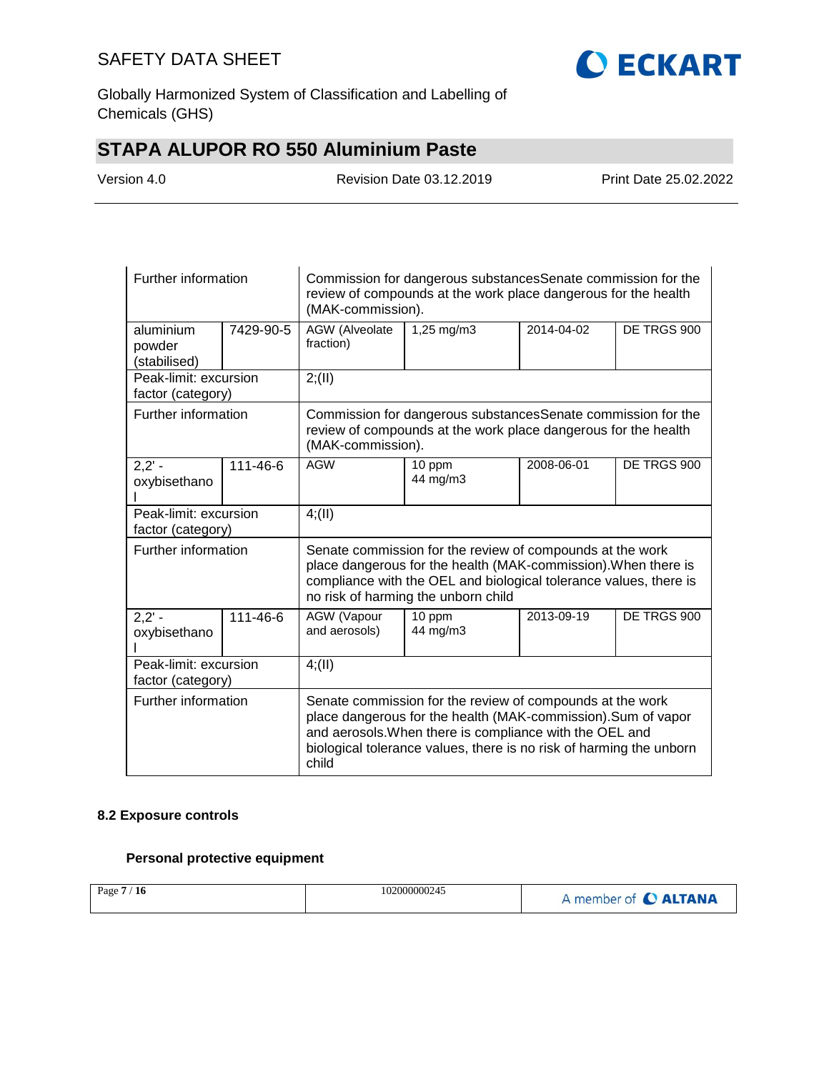| | | | | | |
|---|---|---|---|---|---|
| Further information | | Commission for dangerous substancesSenate commission for the review of compounds at the work place dangerous for the health (MAK-commission). | | | |
| aluminium powder (stabilised) | 7429-90-5 | AGW (Alveolate fraction) | 1,25 mg/m3 | 2014-04-02 | DE TRGS 900 |
| Peak-limit: excursion factor (category) | | 2;(II) | | | |
| Further information | | Commission for dangerous substancesSenate commission for the review of compounds at the work place dangerous for the health (MAK-commission). | | | |
| 2,2' - oxybisethanol | 111-46-6 | AGW | 10 ppm 44 mg/m3 | 2008-06-01 | DE TRGS 900 |
| Peak-limit: excursion factor (category) | | 4;(II) | | | |
| Further information | | Senate commission for the review of compounds at the work place dangerous for the health (MAK-commission).When there is compliance with the OEL and biological tolerance values, there is no risk of harming the unborn child | | | |
| 2,2' - oxybisethanol | 111-46-6 | AGW (Vapour and aerosols) | 10 ppm 44 mg/m3 | 2013-09-19 | DE TRGS 900 |
| Peak-limit: excursion factor (category) | | 4;(II) | | | |
| Further information | | Senate commission for the review of compounds at the work place dangerous for the health (MAK-commission).Sum of vapor and aerosols.When there is compliance with the OEL and biological tolerance values, there is no risk of harming the unborn child | | | |

### 8.2 Exposure controls

#### Personal protective equipment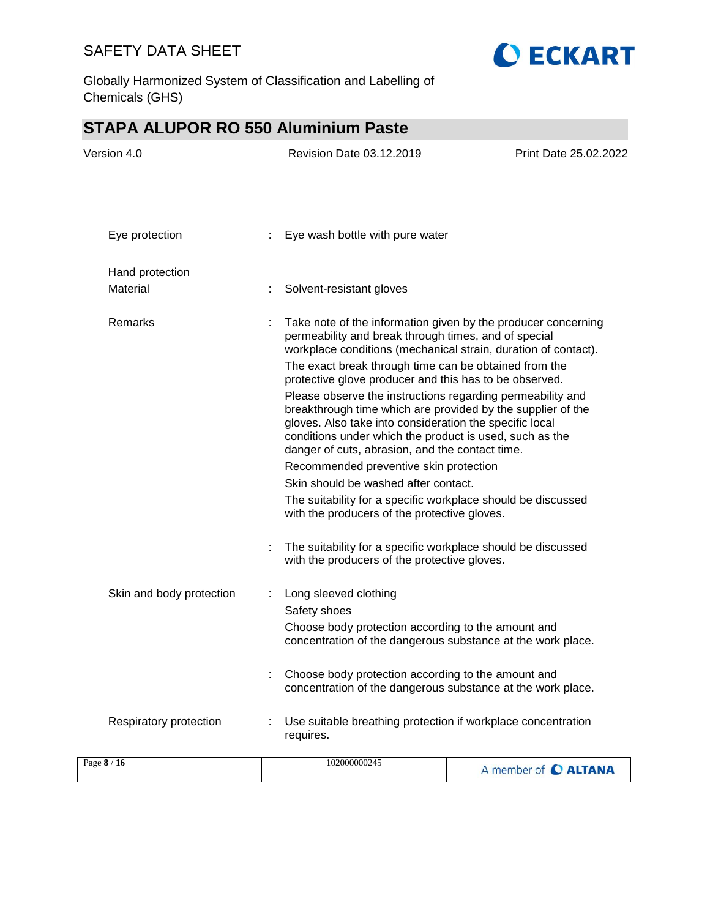Eye protection : Eye wash bottle with pure water

Hand protection

Material : Solvent-resistant gloves

Remarks : Take note of the information given by the producer concerning permeability and break through times, and of special workplace conditions (mechanical strain, duration of contact).

The exact break through time can be obtained from the protective glove producer and this has to be observed.

Please observe the instructions regarding permeability and breakthrough time which are provided by the supplier of the gloves. Also take into consideration the specific local conditions under which the product is used, such as the danger of cuts, abrasion, and the contact time.

Recommended preventive skin protection

Skin should be washed after contact.

The suitability for a specific workplace should be discussed with the producers of the protective gloves.

: The suitability for a specific workplace should be discussed with the producers of the protective gloves.

Skin and body protection : Long sleeved clothing

Safety shoes

Choose body protection according to the amount and concentration of the dangerous substance at the work place.

: Choose body protection according to the amount and concentration of the dangerous substance at the work place.

Respiratory protection : Use suitable breathing protection if workplace concentration requires.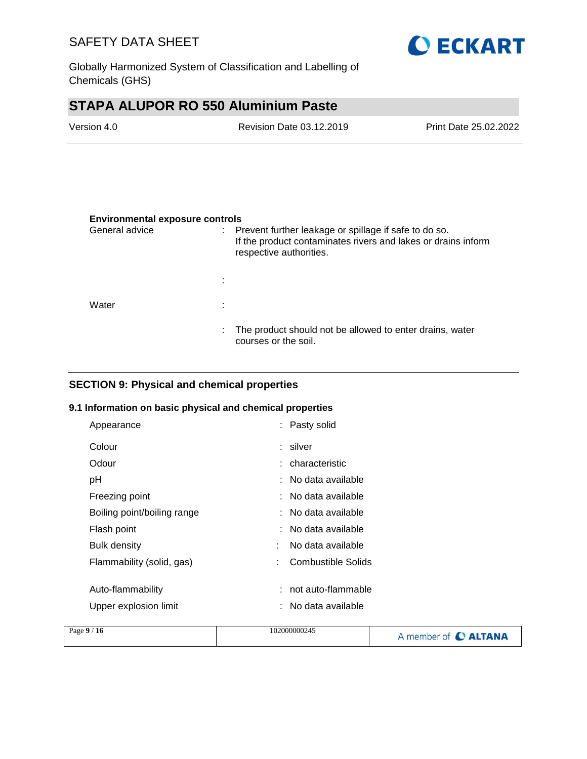**Environmental exposure controls**

| | | |
|---|---|---|
| General advice | : | Prevent further leakage or spillage if safe to do so. If the product contaminates rivers and lakes or drains inform respective authorities. |
| | : | |
| Water | : | |
| | : | The product should not be allowed to enter drains, water courses or the soil. |

## SECTION 9: Physical and chemical properties

### 9.1 Information on basic physical and chemical properties

| | | |
|---|---|---|
| Appearance | : | Pasty solid |
| Colour | : | silver |
| Odour | : | characteristic |
| pH | : | No data available |
| Freezing point | : | No data available |
| Boiling point/boiling range | : | No data available |
| Flash point | : | No data available |
| Bulk density | : | No data available |
| Flammability (solid, gas) | : | Combustible Solids |
| Auto-flammability | : | not auto-flammable |
| Upper explosion limit | : | No data available |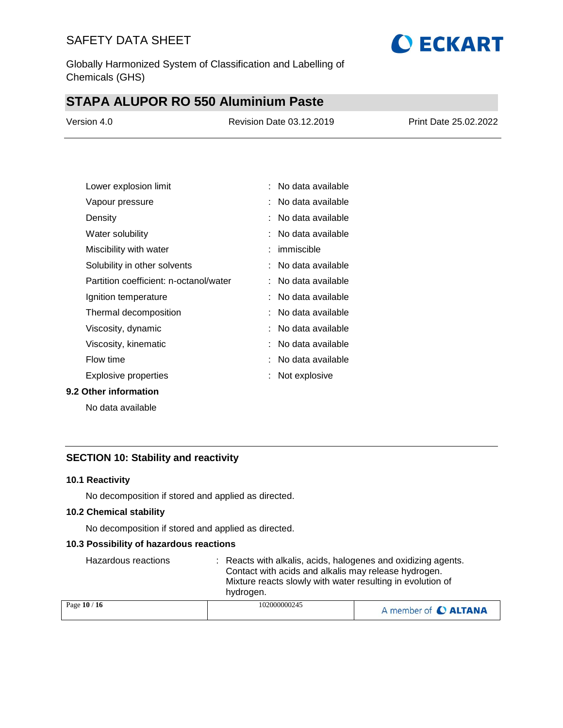| | |
|---|---|
| Lower explosion limit | : No data available |
| Vapour pressure | : No data available |
| Density | : No data available |
| Water solubility | : No data available |
| Miscibility with water | : immiscible |
| Solubility in other solvents | : No data available |
| Partition coefficient: n-octanol/water | : No data available |
| Ignition temperature | : No data available |
| Thermal decomposition | : No data available |
| Viscosity, dynamic | : No data available |
| Viscosity, kinematic | : No data available |
| Flow time | : No data available |
| Explosive properties | : Not explosive |

### 9.2 Other information

No data available

## SECTION 10: Stability and reactivity

### 10.1 Reactivity

No decomposition if stored and applied as directed.

### 10.2 Chemical stability

No decomposition if stored and applied as directed.

### 10.3 Possibility of hazardous reactions

Hazardous reactions : Reacts with alkalis, acids, halogenes and oxidizing agents. Contact with acids and alkalis may release hydrogen. Mixture reacts slowly with water resulting in evolution of hydrogen.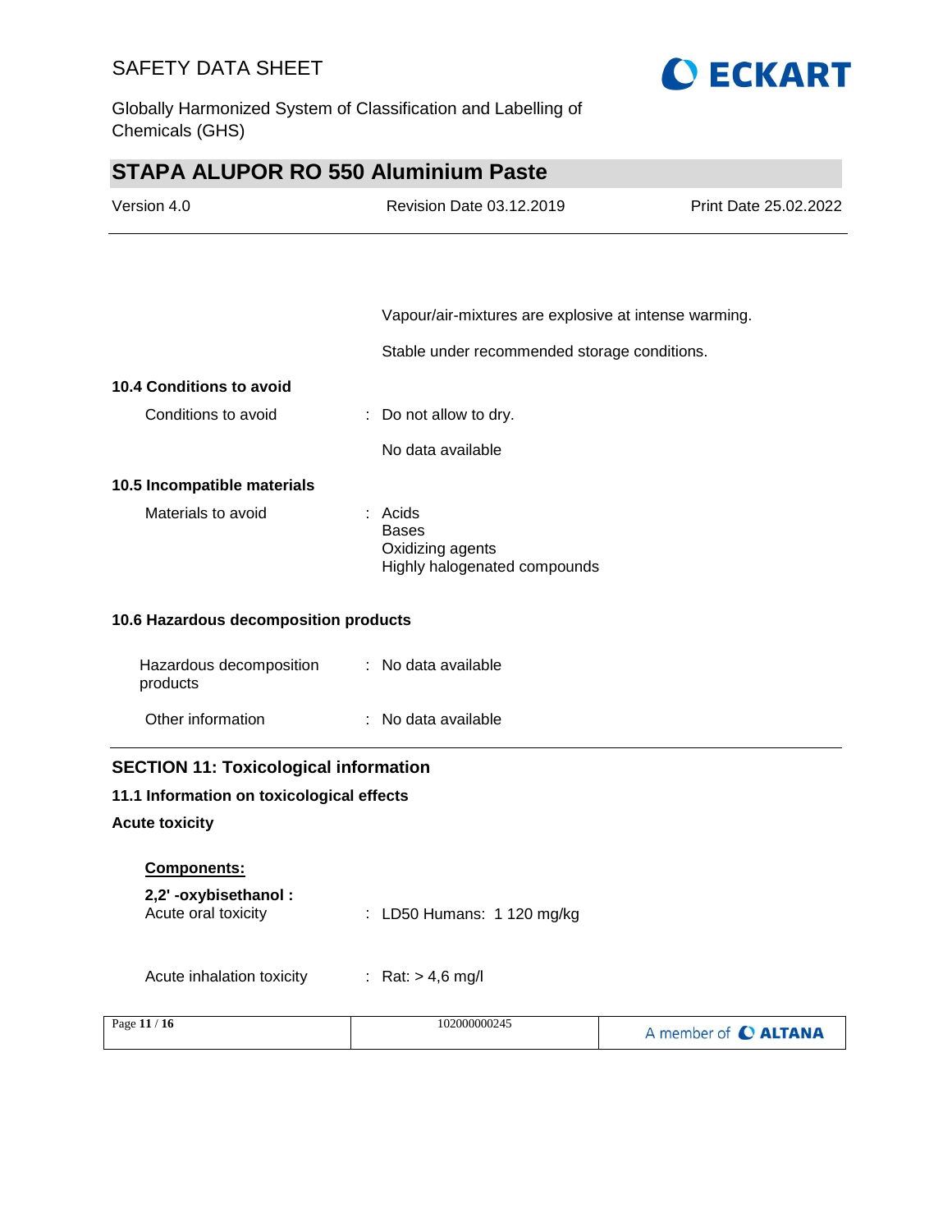Vapour/air-mixtures are explosive at intense warming.

Stable under recommended storage conditions.

**10.4 Conditions to avoid**

Conditions to avoid : Do not allow to dry.

No data available

**10.5 Incompatible materials**

Materials to avoid : Acids
Bases
Oxidizing agents
Highly halogenated compounds

**10.6 Hazardous decomposition products**

Hazardous decomposition products : No data available

Other information : No data available

## SECTION 11: Toxicological information

**11.1 Information on toxicological effects**

**Acute toxicity**

**Components:**

**2,2' -oxybisethanol :**

Acute oral toxicity : LD50 Humans: 1 120 mg/kg

Acute inhalation toxicity : Rat: > 4,6 mg/l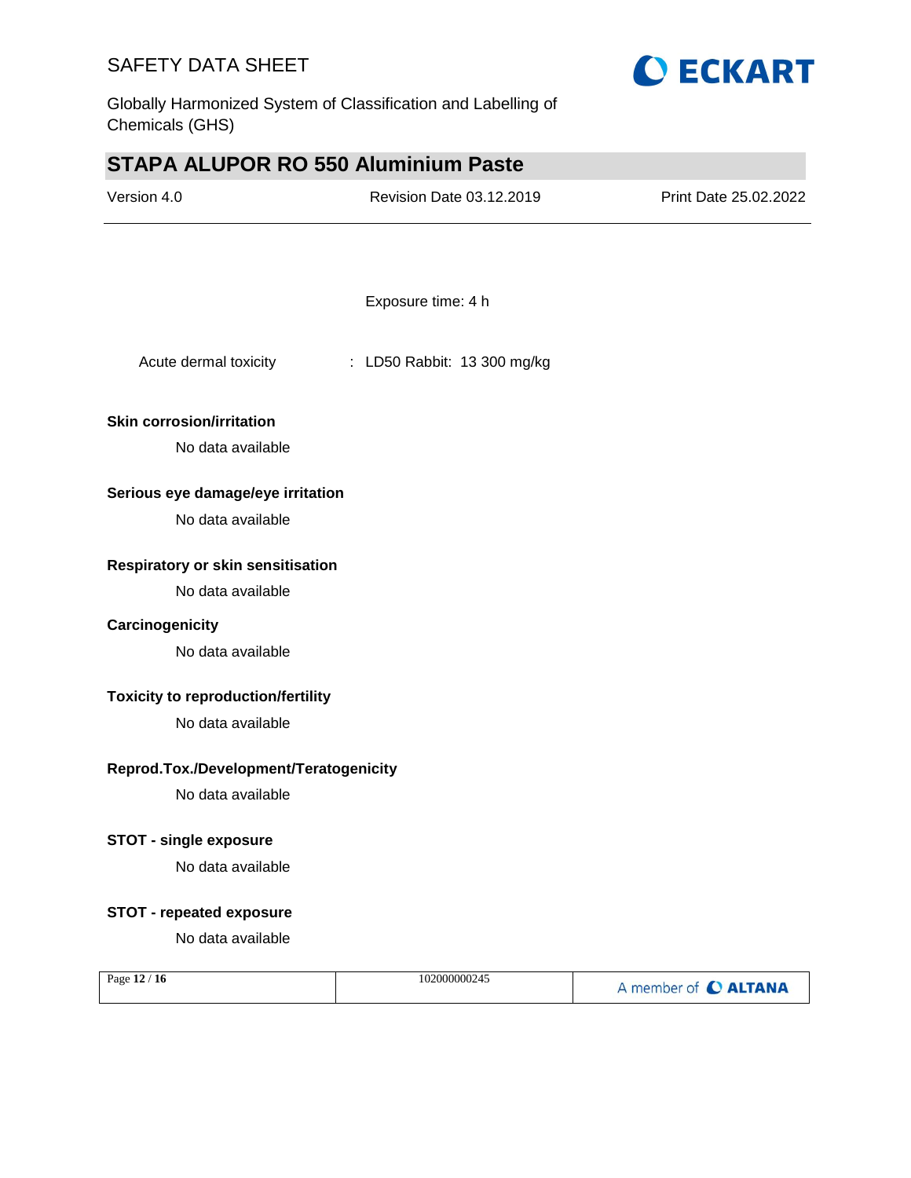Exposure time: 4 h

Acute dermal toxicity : LD50 Rabbit: 13 300 mg/kg

**Skin corrosion/irritation**

No data available

**Serious eye damage/eye irritation**

No data available

**Respiratory or skin sensitisation**

No data available

**Carcinogenicity**

No data available

**Toxicity to reproduction/fertility**

No data available

**Reprod.Tox./Development/Teratogenicity**

No data available

**STOT - single exposure**

No data available

**STOT - repeated exposure**

No data available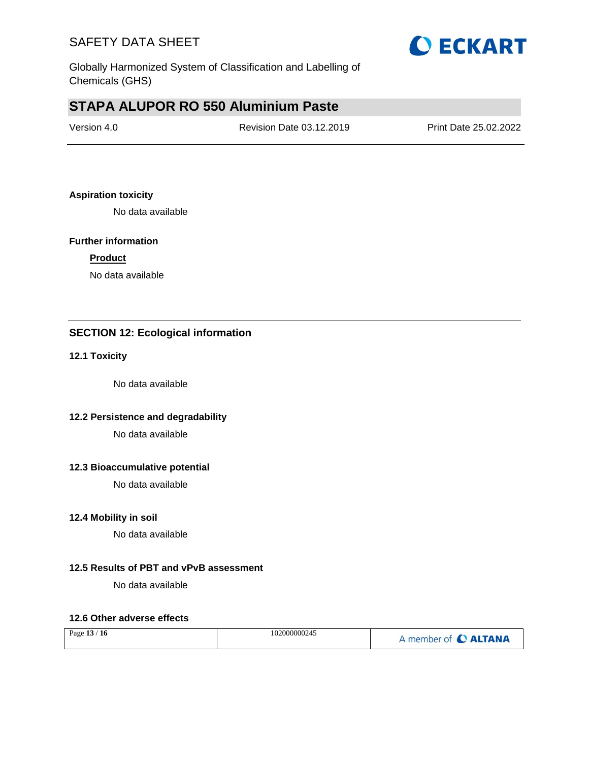**Aspiration toxicity**

No data available

**Further information**

**Product**

No data available

## SECTION 12: Ecological information

### 12.1 Toxicity

No data available

### 12.2 Persistence and degradability

No data available

### 12.3 Bioaccumulative potential

No data available

### 12.4 Mobility in soil

No data available

### 12.5 Results of PBT and vPvB assessment

No data available

### 12.6 Other adverse effects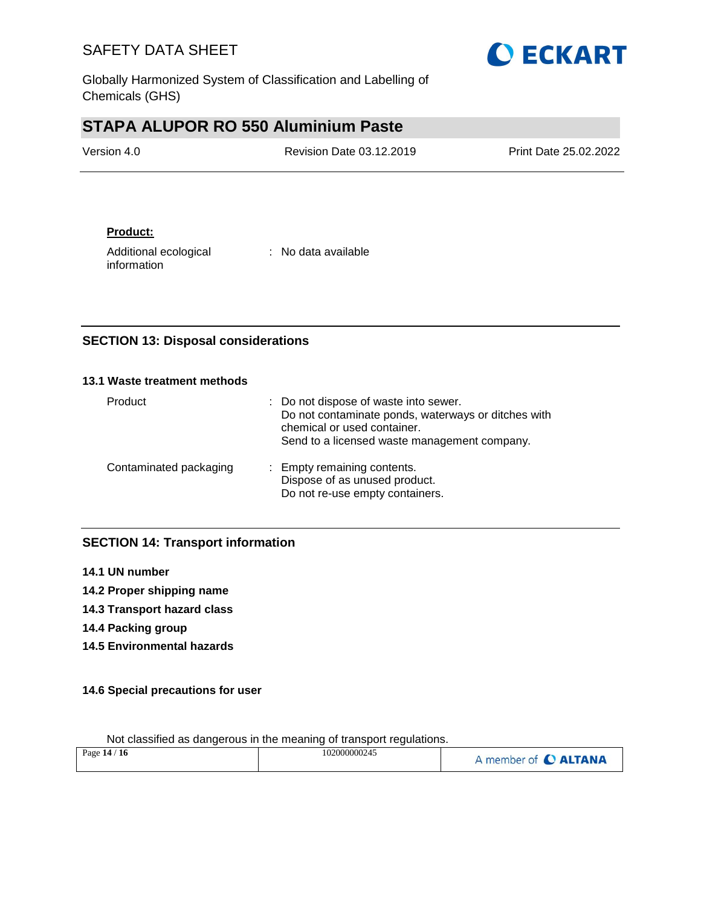**Product:**

Additional ecological information : No data available

## SECTION 13: Disposal considerations

### 13.1 Waste treatment methods

Product : Do not dispose of waste into sewer.
Do not contaminate ponds, waterways or ditches with chemical or used container.
Send to a licensed waste management company.

Contaminated packaging : Empty remaining contents.
Dispose of as unused product.
Do not re-use empty containers.

## SECTION 14: Transport information

**14.1 UN number**

**14.2 Proper shipping name**

**14.3 Transport hazard class**

**14.4 Packing group**

**14.5 Environmental hazards**

**14.6 Special precautions for user**

Not classified as dangerous in the meaning of transport regulations.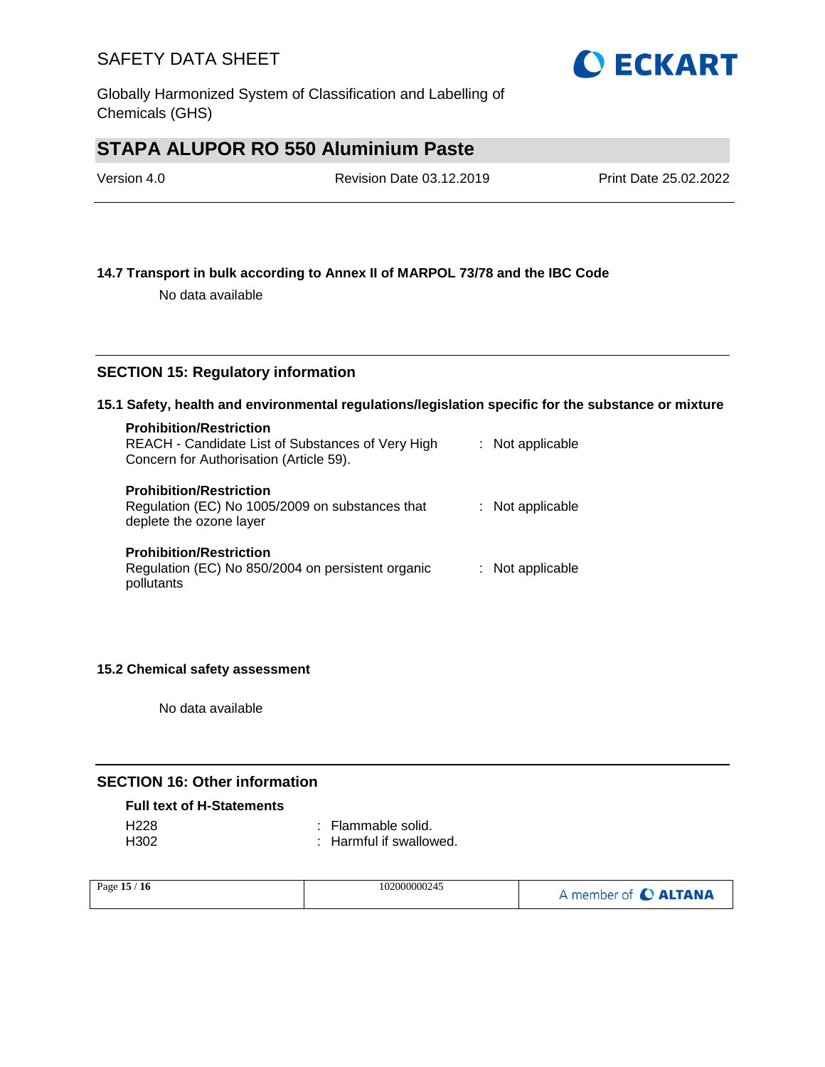**14.7 Transport in bulk according to Annex II of MARPOL 73/78 and the IBC Code**

No data available

## SECTION 15: Regulatory information

**15.1 Safety, health and environmental regulations/legislation specific for the substance or mixture**

**Prohibition/Restriction**
REACH - Candidate List of Substances of Very High Concern for Authorisation (Article 59). : Not applicable

**Prohibition/Restriction**
Regulation (EC) No 1005/2009 on substances that deplete the ozone layer : Not applicable

**Prohibition/Restriction**
Regulation (EC) No 850/2004 on persistent organic pollutants : Not applicable

**15.2 Chemical safety assessment**

No data available

## SECTION 16: Other information

**Full text of H-Statements**

H228 : Flammable solid.
H302 : Harmful if swallowed.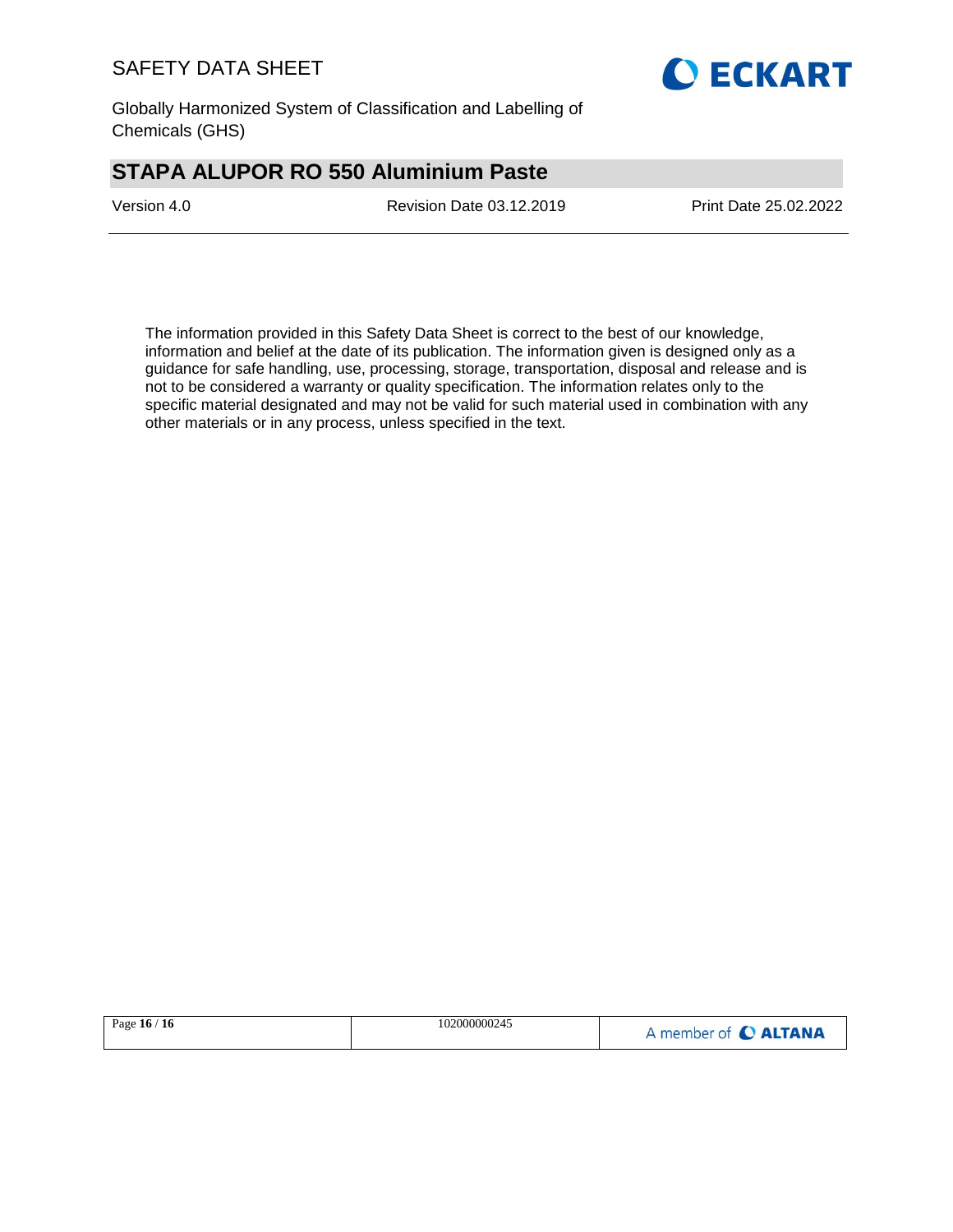The information provided in this Safety Data Sheet is correct to the best of our knowledge, information and belief at the date of its publication. The information given is designed only as a guidance for safe handling, use, processing, storage, transportation, disposal and release and is not to be considered a warranty or quality specification. The information relates only to the specific material designated and may not be valid for such material used in combination with any other materials or in any process, unless specified in the text.